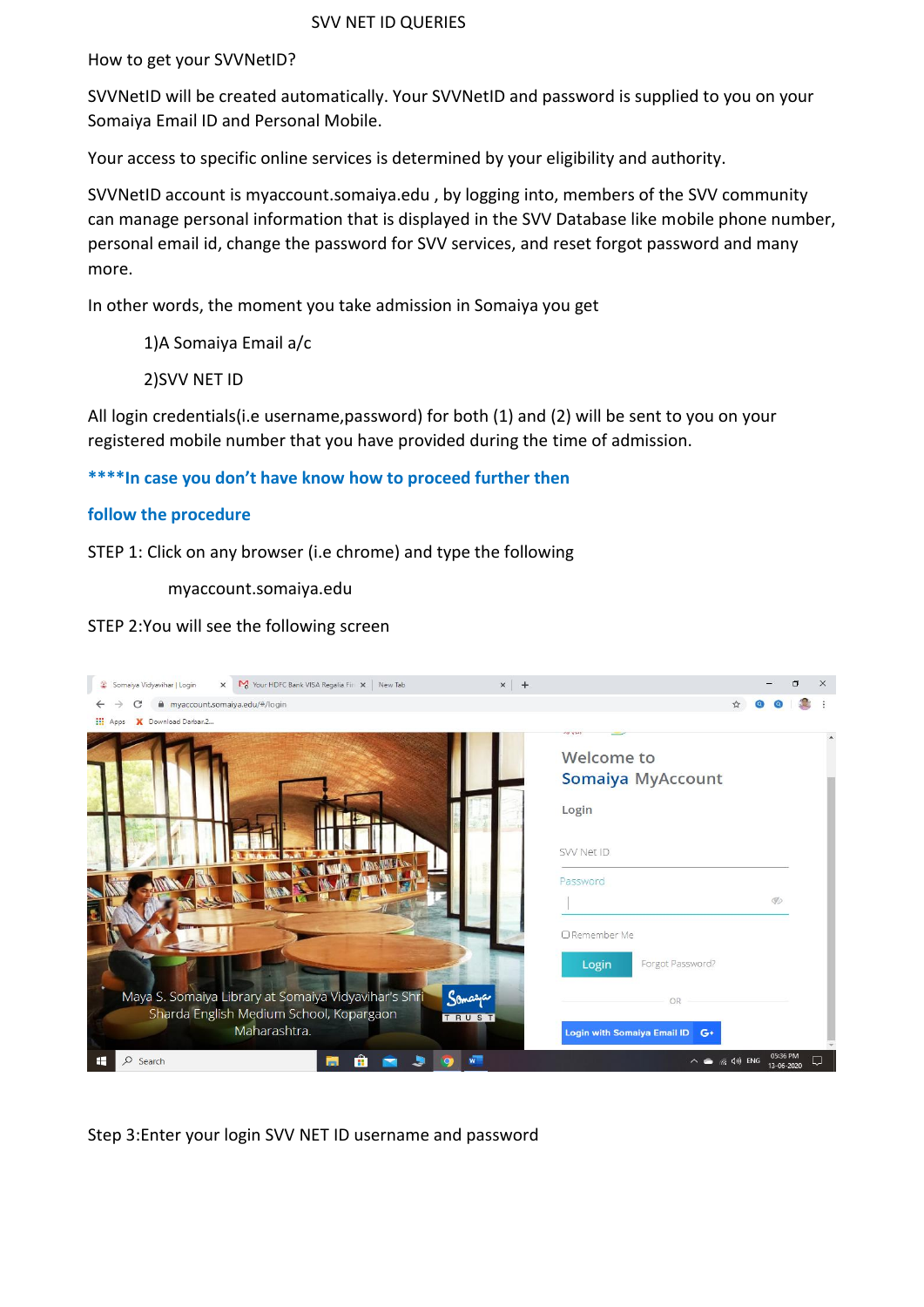# SVV NET ID QUERIES

How to get your SVVNetID?

SVVNetID will be created automatically. Your SVVNetID and password is supplied to you on your Somaiya Email ID and Personal Mobile.

Your access to specific online services is determined by your eligibility and authority.

SVVNetID account is myaccount.somaiya.edu , by logging into, members of the SVV community can manage personal information that is displayed in the SVV Database like mobile phone number, personal email id, change the password for SVV services, and reset forgot password and many more.

In other words, the moment you take admission in Somaiya you get

1)A Somaiya Email a/c

2)SVV NET ID

All login credentials(i.e username,password) for both (1) and (2) will be sent to you on your registered mobile number that you have provided during the time of admission.

**\*\*\*\*In case you don't have know how to proceed further then**

**follow the procedure**

STEP 1: Click on any browser (i.e chrome) and type the following

myaccount.somaiya.edu

STEP 2:You will see the following screen

Step 3:Enter your login SVV NET ID username and password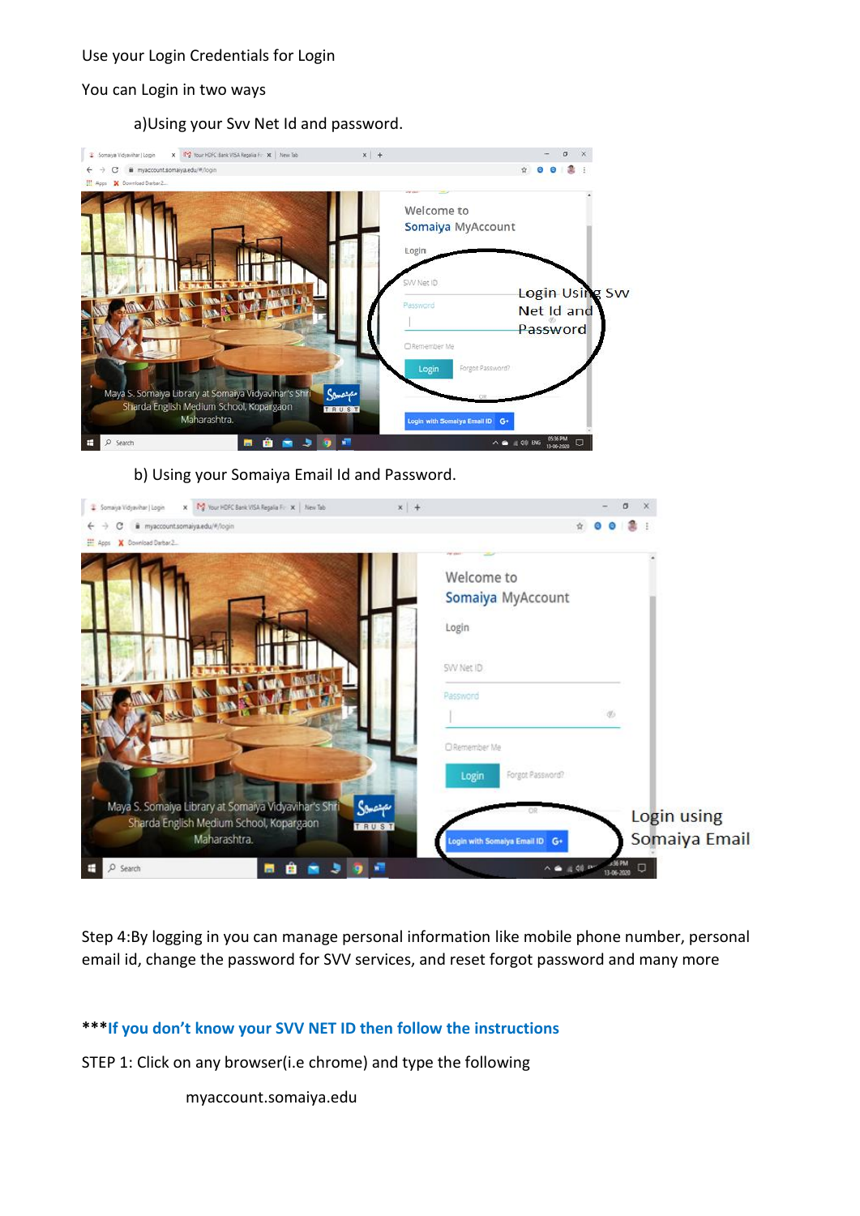Use your Login Credentials for Login

You can Login in two ways

a)Using your Svv Net Id and password.

b) Using your Somaiya Email Id and Password.

Step 4:By logging in you can manage personal information like mobile phone number, personal email id, change the password for SVV services, and reset forgot password and many more

***If you don't know your SVV NET ID then follow the instructions**

STEP 1: Click on any browser(i.e chrome) and type the following

myaccount.somaiya.edu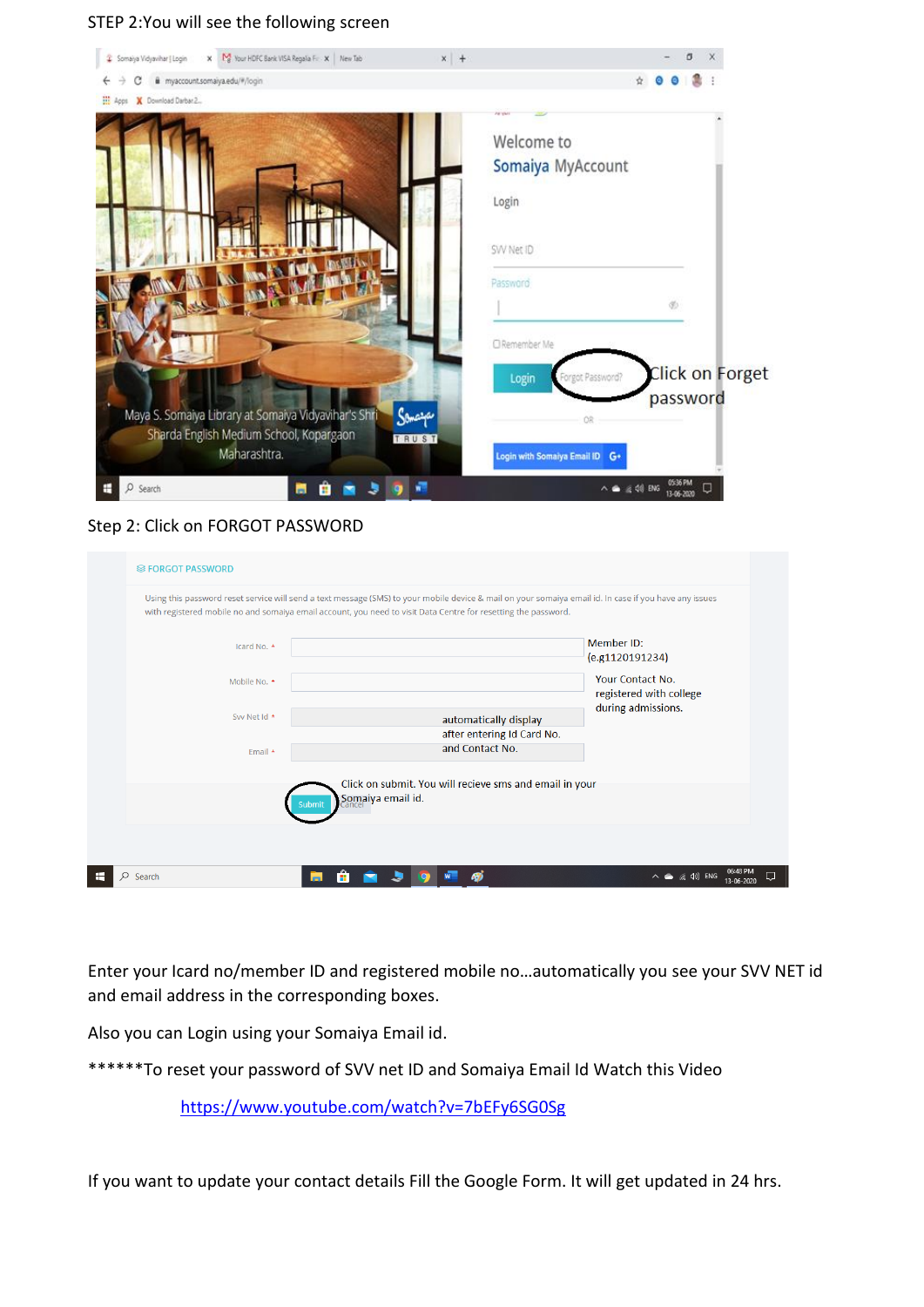STEP 2:You will see the following screen

Step 2: Click on FORGOT PASSWORD

Enter your Icard no/member ID and registered mobile no…automatically you see your SVV NET id and email address in the corresponding boxes.

Also you can Login using your Somaiya Email id.

******To reset your password of SVV net ID and Somaiya Email Id Watch this Video

https://www.youtube.com/watch?v=7bEFy6SG0Sg

If you want to update your contact details Fill the Google Form. It will get updated in 24 hrs.